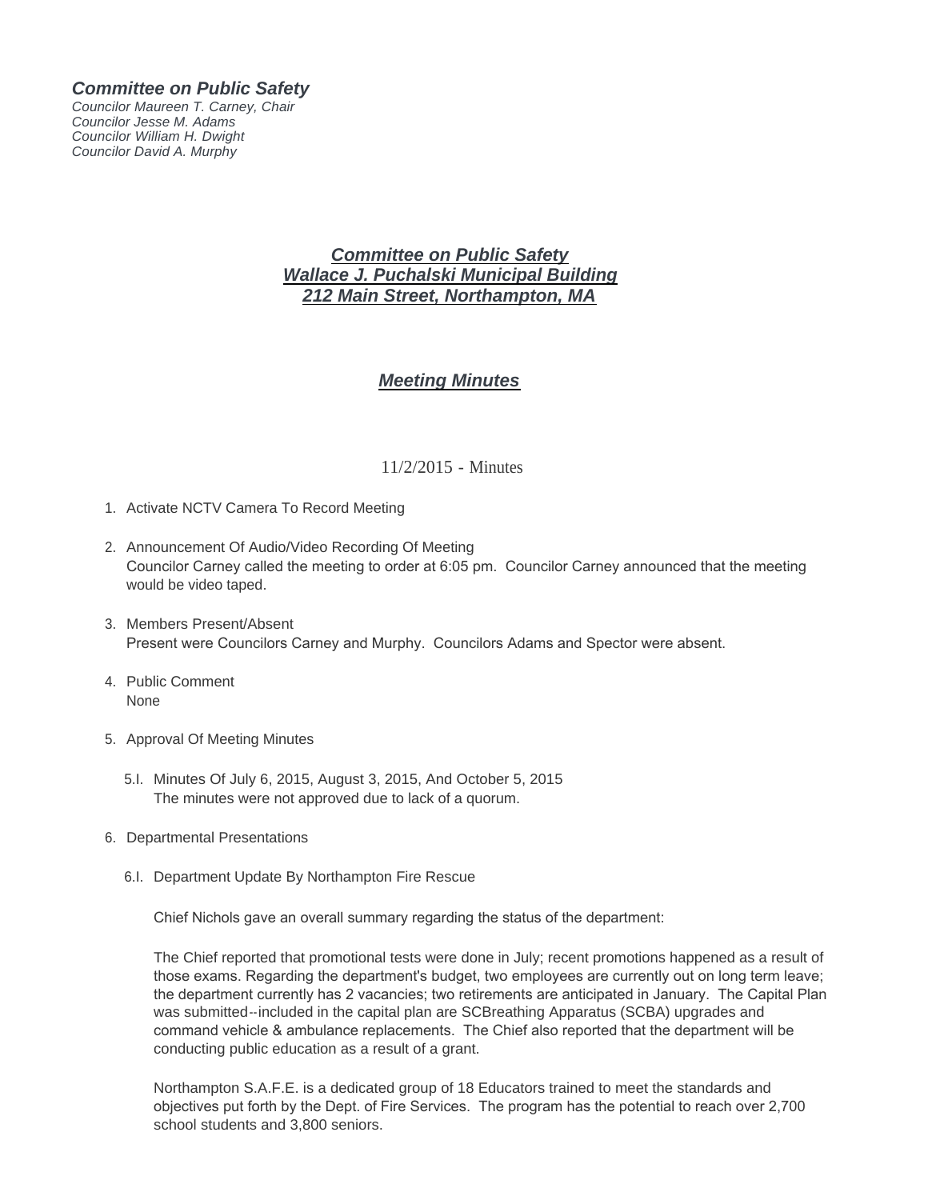***Committee on Public Safety***
*Councilor Maureen T. Carney, Chair*
*Councilor Jesse M. Adams*
*Councilor William H. Dwight*
*Councilor David A. Murphy*

# ***Committee on Public Safety***
## ***Wallace J. Puchalski Municipal Building***
## ***212 Main Street, Northampton, MA***

## ***Meeting Minutes***

11/2/2015 - Minutes

1. Activate NCTV Camera To Record Meeting

2. Announcement Of Audio/Video Recording Of Meeting
   Councilor Carney called the meeting to order at 6:05 pm. Councilor Carney announced that the meeting would be video taped.

3. Members Present/Absent
   Present were Councilors Carney and Murphy. Councilors Adams and Spector were absent.

4. Public Comment
   None

5. Approval Of Meeting Minutes

   5.I. Minutes Of July 6, 2015, August 3, 2015, And October 5, 2015
   The minutes were not approved due to lack of a quorum.

6. Departmental Presentations

   6.I. Department Update By Northampton Fire Rescue

   Chief Nichols gave an overall summary regarding the status of the department:

   The Chief reported that promotional tests were done in July; recent promotions happened as a result of those exams. Regarding the department's budget, two employees are currently out on long term leave; the department currently has 2 vacancies; two retirements are anticipated in January. The Capital Plan was submitted--included in the capital plan are SCBreathing Apparatus (SCBA) upgrades and command vehicle & ambulance replacements. The Chief also reported that the department will be conducting public education as a result of a grant.

   Northampton S.A.F.E. is a dedicated group of 18 Educators trained to meet the standards and objectives put forth by the Dept. of Fire Services. The program has the potential to reach over 2,700 school students and 3,800 seniors.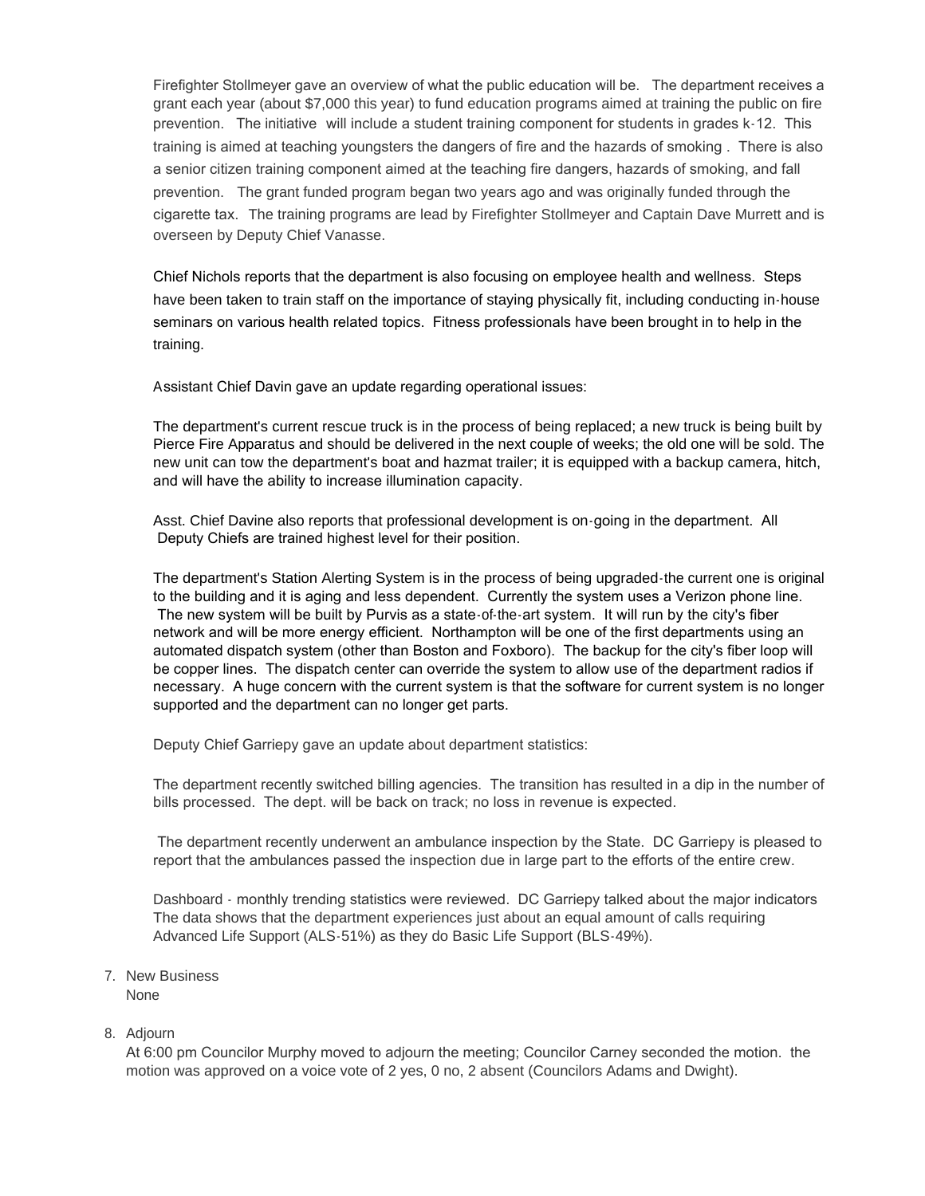Firefighter Stollmeyer gave an overview of what the public education will be. The department receives a grant each year (about $7,000 this year) to fund education programs aimed at training the public on fire prevention. The initiative will include a student training component for students in grades k-12. This training is aimed at teaching youngsters the dangers of fire and the hazards of smoking . There is also a senior citizen training component aimed at the teaching fire dangers, hazards of smoking, and fall prevention. The grant funded program began two years ago and was originally funded through the cigarette tax. The training programs are lead by Firefighter Stollmeyer and Captain Dave Murrett and is overseen by Deputy Chief Vanasse.

Chief Nichols reports that the department is also focusing on employee health and wellness. Steps have been taken to train staff on the importance of staying physically fit, including conducting in-house seminars on various health related topics. Fitness professionals have been brought in to help in the training.

Assistant Chief Davin gave an update regarding operational issues:

The department's current rescue truck is in the process of being replaced; a new truck is being built by Pierce Fire Apparatus and should be delivered in the next couple of weeks; the old one will be sold. The new unit can tow the department's boat and hazmat trailer; it is equipped with a backup camera, hitch, and will have the ability to increase illumination capacity.

Asst. Chief Davine also reports that professional development is on-going in the department. All Deputy Chiefs are trained highest level for their position.

The department's Station Alerting System is in the process of being upgraded-the current one is original to the building and it is aging and less dependent. Currently the system uses a Verizon phone line. The new system will be built by Purvis as a state-of-the-art system. It will run by the city's fiber network and will be more energy efficient. Northampton will be one of the first departments using an automated dispatch system (other than Boston and Foxboro). The backup for the city's fiber loop will be copper lines. The dispatch center can override the system to allow use of the department radios if necessary. A huge concern with the current system is that the software for current system is no longer supported and the department can no longer get parts.

Deputy Chief Garriepy gave an update about department statistics:

The department recently switched billing agencies. The transition has resulted in a dip in the number of bills processed. The dept. will be back on track; no loss in revenue is expected.

The department recently underwent an ambulance inspection by the State. DC Garriepy is pleased to report that the ambulances passed the inspection due in large part to the efforts of the entire crew.

Dashboard - monthly trending statistics were reviewed. DC Garriepy talked about the major indicators The data shows that the department experiences just about an equal amount of calls requiring Advanced Life Support (ALS-51%) as they do Basic Life Support (BLS-49%).

7. New Business
   None

8. Adjourn
   At 6:00 pm Councilor Murphy moved to adjourn the meeting; Councilor Carney seconded the motion. the motion was approved on a voice vote of 2 yes, 0 no, 2 absent (Councilors Adams and Dwight).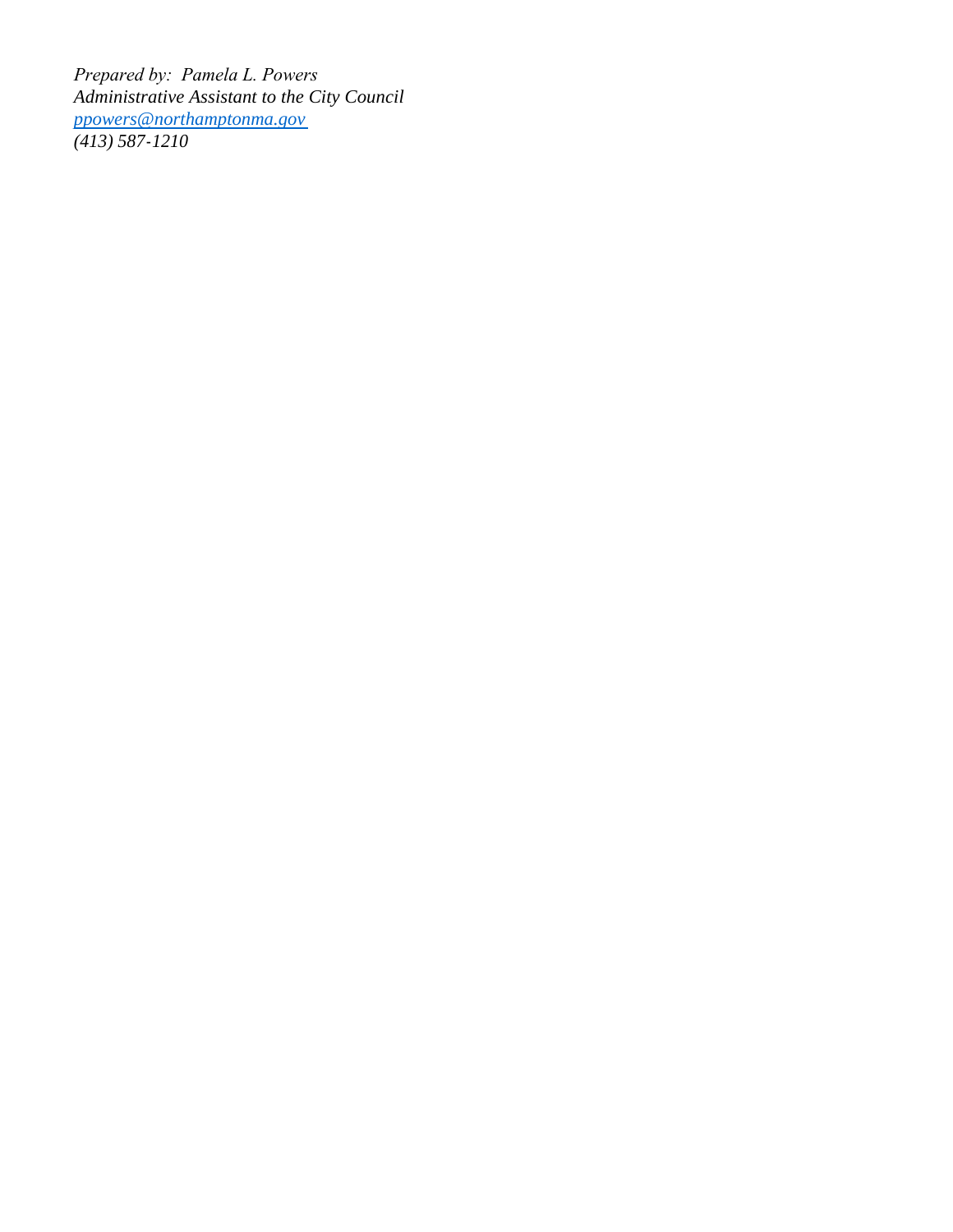*Prepared by: Pamela L. Powers*
*Administrative Assistant to the City Council*
*ppowers@northamptonma.gov*
*(413) 587-1210*